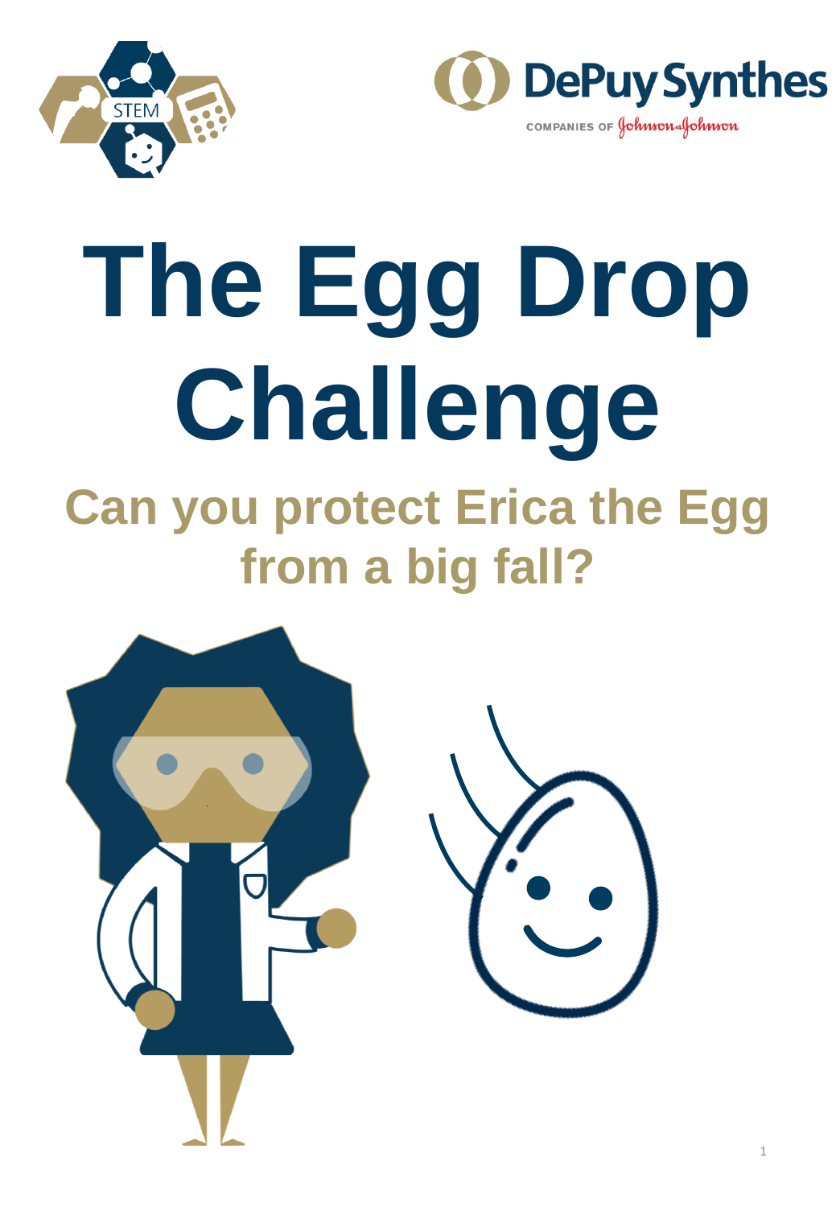# The Egg Drop Challenge

## Can you protect Erica the Egg from a big fall?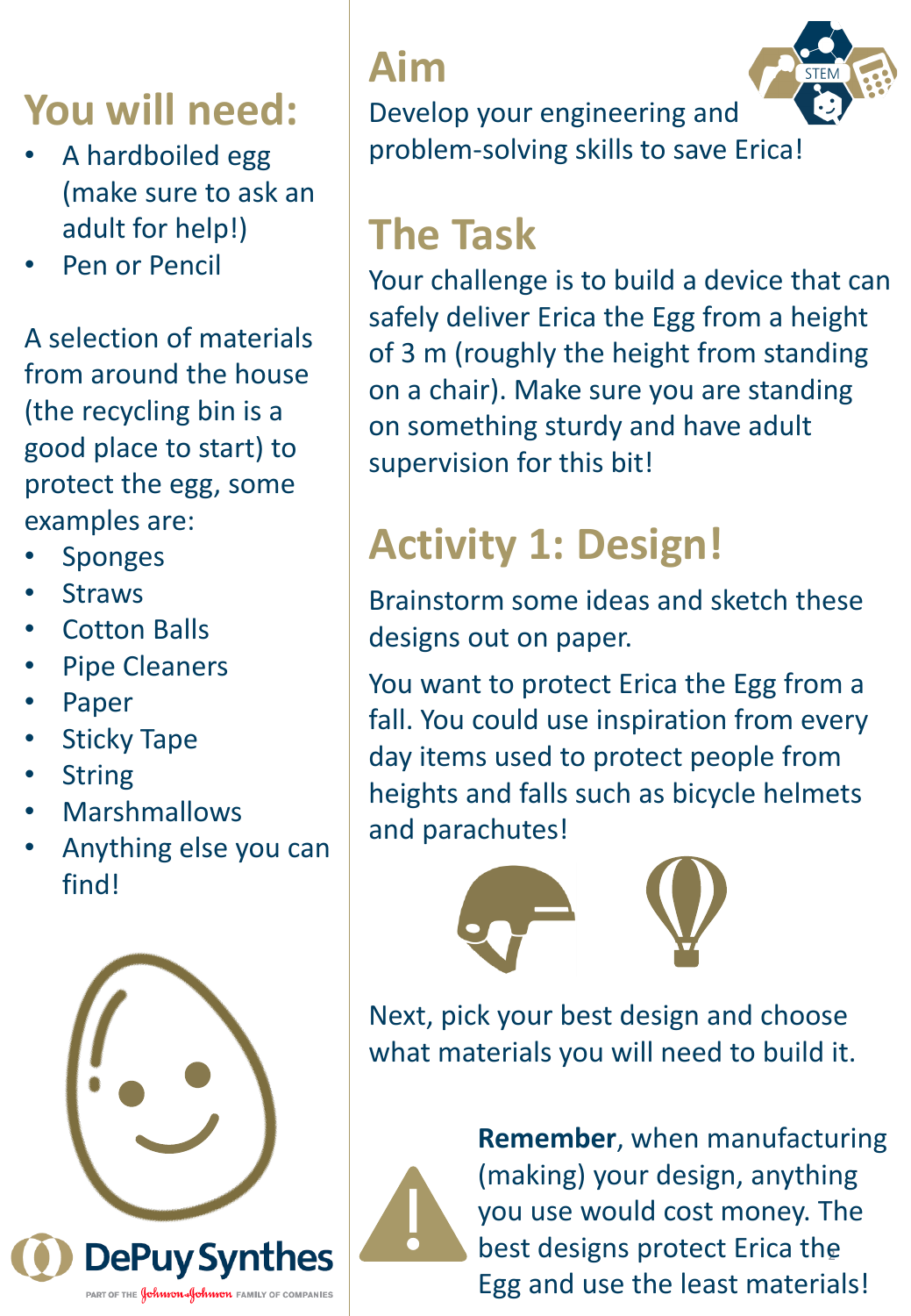## You will need:

- A hardboiled egg (make sure to ask an adult for help!)
- Pen or Pencil

A selection of materials from around the house (the recycling bin is a good place to start) to protect the egg, some examples are:

- Sponges
- Straws
- Cotton Balls
- Pipe Cleaners
- Paper
- Sticky Tape
- String
- Marshmallows
- Anything else you can find!

## Aim

Develop your engineering and problem-solving skills to save Erica!

## The Task

Your challenge is to build a device that can safely deliver Erica the Egg from a height of 3 m (roughly the height from standing on a chair). Make sure you are standing on something sturdy and have adult supervision for this bit!

## Activity 1: Design!

Brainstorm some ideas and sketch these designs out on paper.

You want to protect Erica the Egg from a fall. You could use inspiration from every day items used to protect people from heights and falls such as bicycle helmets and parachutes!

Next, pick your best design and choose what materials you will need to build it.

**Remember**, when manufacturing (making) your design, anything you use would cost money. The best designs protect Erica the Egg and use the least materials!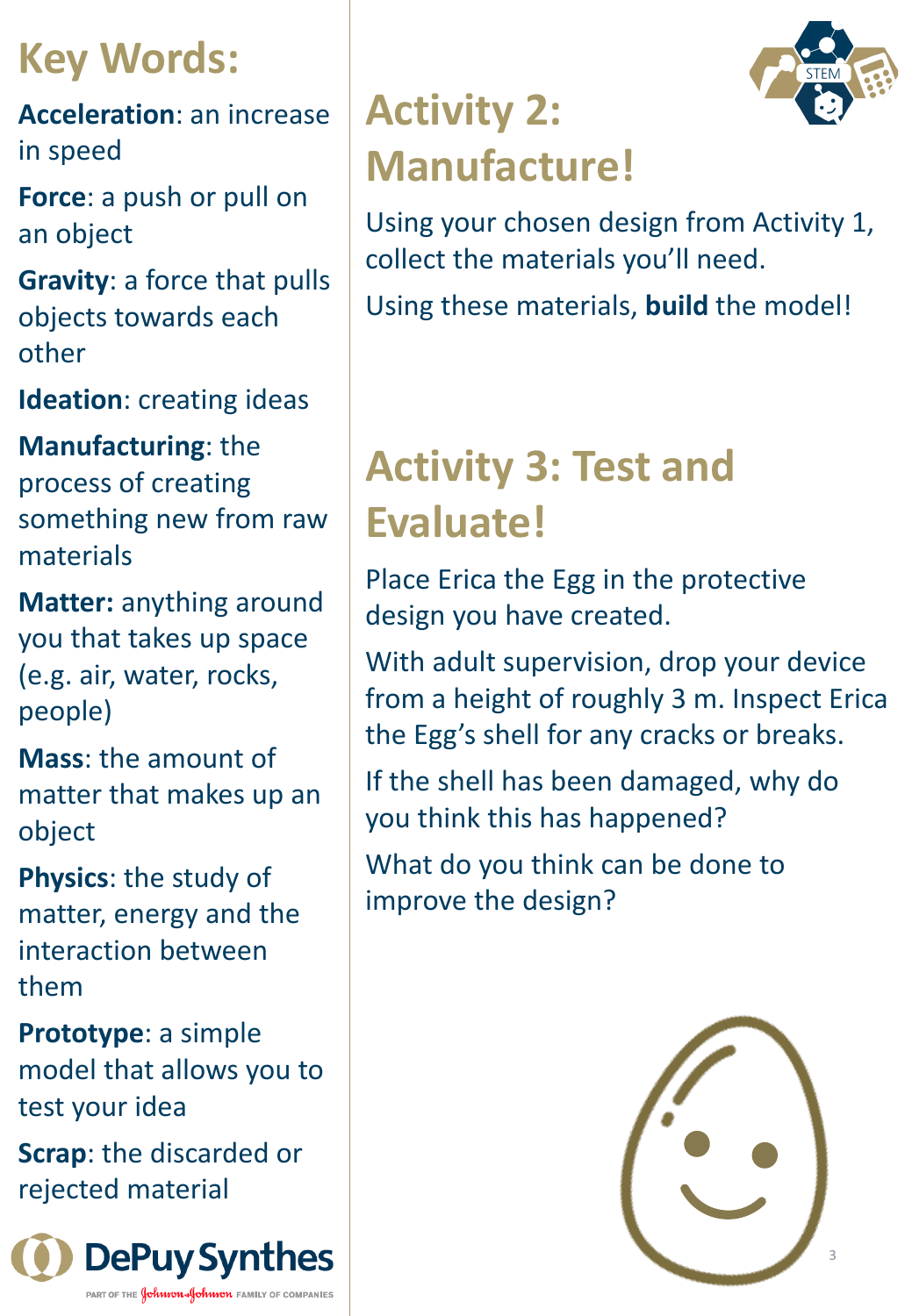# Key Words:

**Acceleration**: an increase in speed

**Force**: a push or pull on an object

**Gravity**: a force that pulls objects towards each other

**Ideation**: creating ideas

**Manufacturing**: the process of creating something new from raw materials

**Matter:** anything around you that takes up space (e.g. air, water, rocks, people)

**Mass**: the amount of matter that makes up an object

**Physics**: the study of matter, energy and the interaction between them

**Prototype**: a simple model that allows you to test your idea

**Scrap**: the discarded or rejected material

DePuy Synthes

PART OF THE Johnson & Johnson FAMILY OF COMPANIES

# Activity 2: Manufacture!

Using your chosen design from Activity 1, collect the materials you'll need.

Using these materials, **build** the model!

# Activity 3: Test and Evaluate!

Place Erica the Egg in the protective design you have created.

With adult supervision, drop your device from a height of roughly 3 m. Inspect Erica the Egg's shell for any cracks or breaks.

If the shell has been damaged, why do you think this has happened?

What do you think can be done to improve the design?